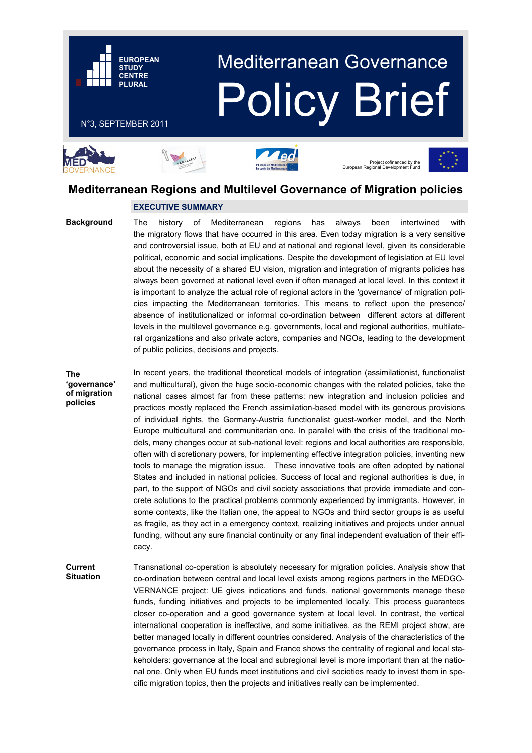EUROPEAN STUDY CENTRE PLURAL

# Mediterranean Governance Policy Brief

N°3, SEPTEMBER 2011

Project cofinanced by the European Regional Development Fund

## Mediterranean Regions and Multilevel Governance of Migration policies

### EXECUTIVE SUMMARY

**Background**

The history of Mediterranean regions has always been intertwined with the migratory flows that have occurred in this area. Even today migration is a very sensitive and controversial issue, both at EU and at national and regional level, given its considerable political, economic and social implications. Despite the development of legislation at EU level about the necessity of a shared EU vision, migration and integration of migrants policies has always been governed at national level even if often managed at local level. In this context it is important to analyze the actual role of regional actors in the 'governance' of migration policies impacting the Mediterranean territories. This means to reflect upon the presence/absence of institutionalized or informal co-ordination between different actors at different levels in the multilevel governance e.g. governments, local and regional authorities, multilateral organizations and also private actors, companies and NGOs, leading to the development of public policies, decisions and projects.

**The 'governance' of migration policies**

In recent years, the traditional theoretical models of integration (assimilationist, functionalist and multicultural), given the huge socio-economic changes with the related policies, take the national cases almost far from these patterns: new integration and inclusion policies and practices mostly replaced the French assimilation-based model with its generous provisions of individual rights, the Germany-Austria functionalist guest-worker model, and the North Europe multicultural and communitarian one. In parallel with the crisis of the traditional models, many changes occur at sub-national level: regions and local authorities are responsible, often with discretionary powers, for implementing effective integration policies, inventing new tools to manage the migration issue. These innovative tools are often adopted by national States and included in national policies. Success of local and regional authorities is due, in part, to the support of NGOs and civil society associations that provide immediate and concrete solutions to the practical problems commonly experienced by immigrants. However, in some contexts, like the Italian one, the appeal to NGOs and third sector groups is as useful as fragile, as they act in a emergency context, realizing initiatives and projects under annual funding, without any sure financial continuity or any final independent evaluation of their efficacy.

**Current Situation**

Transnational co-operation is absolutely necessary for migration policies. Analysis show that co-ordination between central and local level exists among regions partners in the MEDGOVERNANCE project: UE gives indications and funds, national governments manage these funds, funding initiatives and projects to be implemented locally. This process guarantees closer co-operation and a good governance system at local level. In contrast, the vertical international cooperation is ineffective, and some initiatives, as the REMI project show, are better managed locally in different countries considered. Analysis of the characteristics of the governance process in Italy, Spain and France shows the centrality of regional and local stakeholders: governance at the local and subregional level is more important than at the national one. Only when EU funds meet institutions and civil societies ready to invest them in specific migration topics, then the projects and initiatives really can be implemented.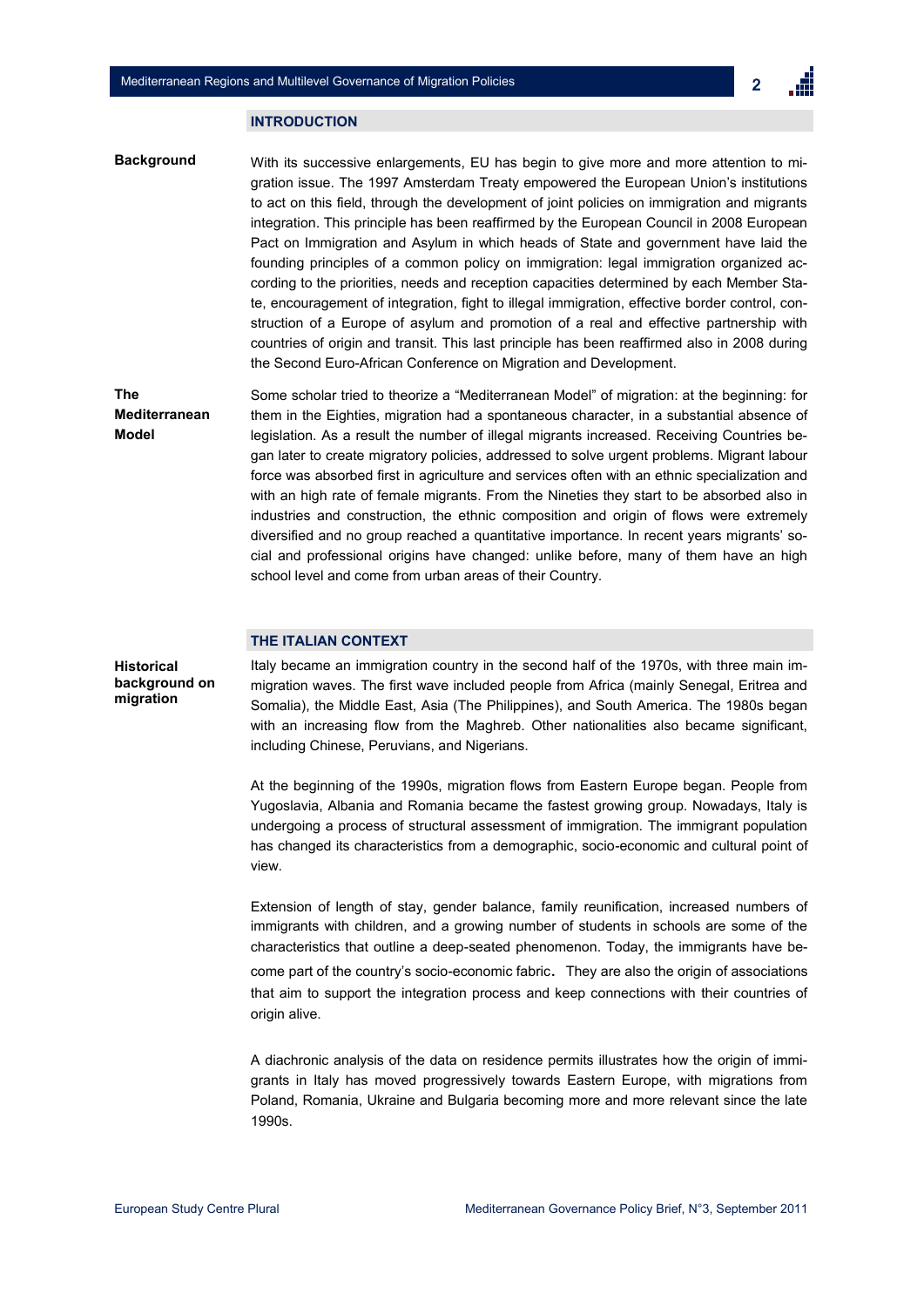## INTRODUCTION

**Background**

With its successive enlargements, EU has begin to give more and more attention to migration issue. The 1997 Amsterdam Treaty empowered the European Union's institutions to act on this field, through the development of joint policies on immigration and migrants integration. This principle has been reaffirmed by the European Council in 2008 European Pact on Immigration and Asylum in which heads of State and government have laid the founding principles of a common policy on immigration: legal immigration organized according to the priorities, needs and reception capacities determined by each Member State, encouragement of integration, fight to illegal immigration, effective border control, construction of a Europe of asylum and promotion of a real and effective partnership with countries of origin and transit. This last principle has been reaffirmed also in 2008 during the Second Euro-African Conference on Migration and Development.

**The Mediterranean Model**

Some scholar tried to theorize a "Mediterranean Model" of migration: at the beginning: for them in the Eighties, migration had a spontaneous character, in a substantial absence of legislation. As a result the number of illegal migrants increased. Receiving Countries began later to create migratory policies, addressed to solve urgent problems. Migrant labour force was absorbed first in agriculture and services often with an ethnic specialization and with an high rate of female migrants. From the Nineties they start to be absorbed also in industries and construction, the ethnic composition and origin of flows were extremely diversified and no group reached a quantitative importance. In recent years migrants' social and professional origins have changed: unlike before, many of them have an high school level and come from urban areas of their Country.

## THE ITALIAN CONTEXT

**Historical background on migration**

Italy became an immigration country in the second half of the 1970s, with three main immigration waves. The first wave included people from Africa (mainly Senegal, Eritrea and Somalia), the Middle East, Asia (The Philippines), and South America. The 1980s began with an increasing flow from the Maghreb. Other nationalities also became significant, including Chinese, Peruvians, and Nigerians.

At the beginning of the 1990s, migration flows from Eastern Europe began. People from Yugoslavia, Albania and Romania became the fastest growing group. Nowadays, Italy is undergoing a process of structural assessment of immigration. The immigrant population has changed its characteristics from a demographic, socio-economic and cultural point of view.

Extension of length of stay, gender balance, family reunification, increased numbers of immigrants with children, and a growing number of students in schools are some of the characteristics that outline a deep-seated phenomenon. Today, the immigrants have become part of the country's socio-economic fabric. They are also the origin of associations that aim to support the integration process and keep connections with their countries of origin alive.

A diachronic analysis of the data on residence permits illustrates how the origin of immigrants in Italy has moved progressively towards Eastern Europe, with migrations from Poland, Romania, Ukraine and Bulgaria becoming more and more relevant since the late 1990s.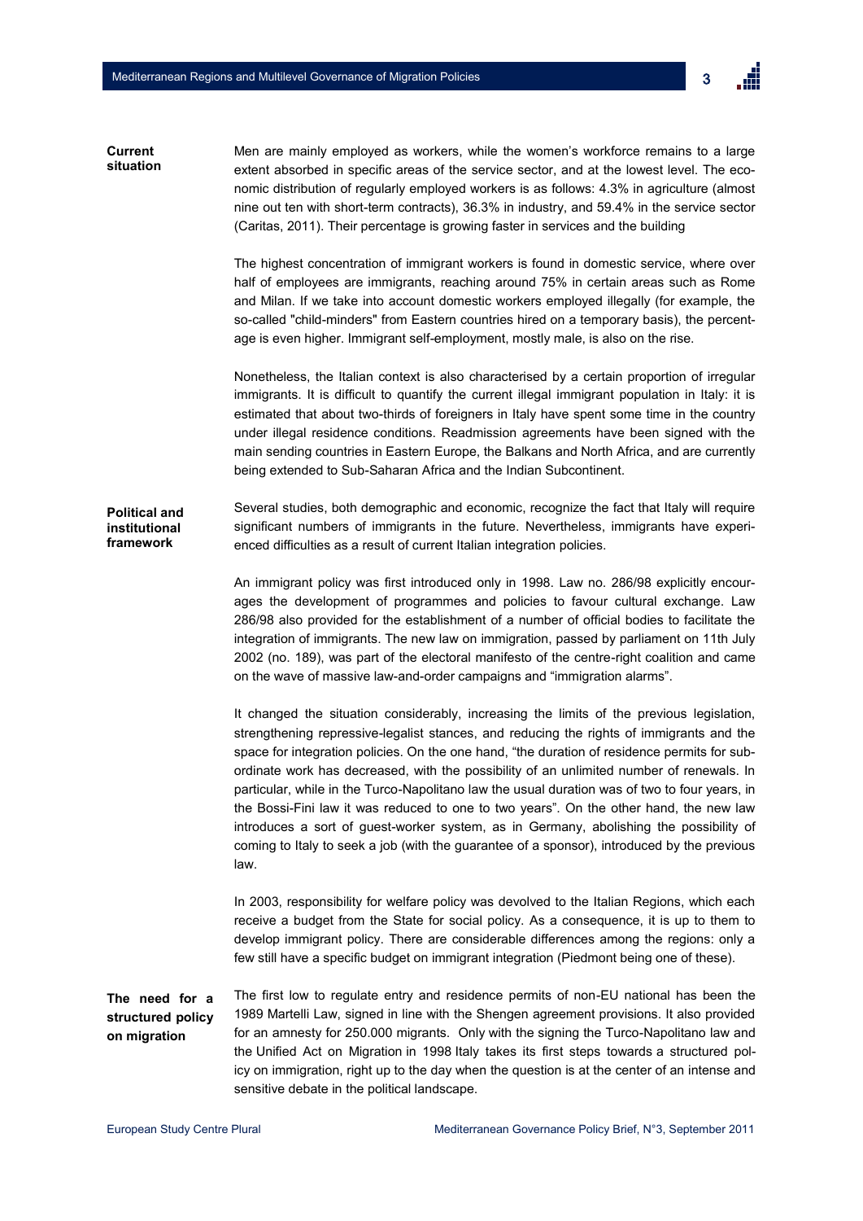**Current situation**

Men are mainly employed as workers, while the women's workforce remains to a large extent absorbed in specific areas of the service sector, and at the lowest level. The economic distribution of regularly employed workers is as follows: 4.3% in agriculture (almost nine out ten with short-term contracts), 36.3% in industry, and 59.4% in the service sector (Caritas, 2011). Their percentage is growing faster in services and the building

The highest concentration of immigrant workers is found in domestic service, where over half of employees are immigrants, reaching around 75% in certain areas such as Rome and Milan. If we take into account domestic workers employed illegally (for example, the so-called "child-minders" from Eastern countries hired on a temporary basis), the percentage is even higher. Immigrant self-employment, mostly male, is also on the rise.

Nonetheless, the Italian context is also characterised by a certain proportion of irregular immigrants. It is difficult to quantify the current illegal immigrant population in Italy: it is estimated that about two-thirds of foreigners in Italy have spent some time in the country under illegal residence conditions. Readmission agreements have been signed with the main sending countries in Eastern Europe, the Balkans and North Africa, and are currently being extended to Sub-Saharan Africa and the Indian Subcontinent.

**Political and institutional framework**

Several studies, both demographic and economic, recognize the fact that Italy will require significant numbers of immigrants in the future. Nevertheless, immigrants have experienced difficulties as a result of current Italian integration policies.

An immigrant policy was first introduced only in 1998. Law no. 286/98 explicitly encourages the development of programmes and policies to favour cultural exchange. Law 286/98 also provided for the establishment of a number of official bodies to facilitate the integration of immigrants. The new law on immigration, passed by parliament on 11th July 2002 (no. 189), was part of the electoral manifesto of the centre-right coalition and came on the wave of massive law-and-order campaigns and "immigration alarms".

It changed the situation considerably, increasing the limits of the previous legislation, strengthening repressive-legalist stances, and reducing the rights of immigrants and the space for integration policies. On the one hand, "the duration of residence permits for subordinate work has decreased, with the possibility of an unlimited number of renewals. In particular, while in the Turco-Napolitano law the usual duration was of two to four years, in the Bossi-Fini law it was reduced to one to two years". On the other hand, the new law introduces a sort of guest-worker system, as in Germany, abolishing the possibility of coming to Italy to seek a job (with the guarantee of a sponsor), introduced by the previous law.

In 2003, responsibility for welfare policy was devolved to the Italian Regions, which each receive a budget from the State for social policy. As a consequence, it is up to them to develop immigrant policy. There are considerable differences among the regions: only a few still have a specific budget on immigrant integration (Piedmont being one of these).

**The need for a structured policy on migration**

The first low to regulate entry and residence permits of non-EU national has been the 1989 Martelli Law, signed in line with the Shengen agreement provisions. It also provided for an amnesty for 250.000 migrants. Only with the signing the Turco-Napolitano law and the Unified Act on Migration in 1998 Italy takes its first steps towards a structured policy on immigration, right up to the day when the question is at the center of an intense and sensitive debate in the political landscape.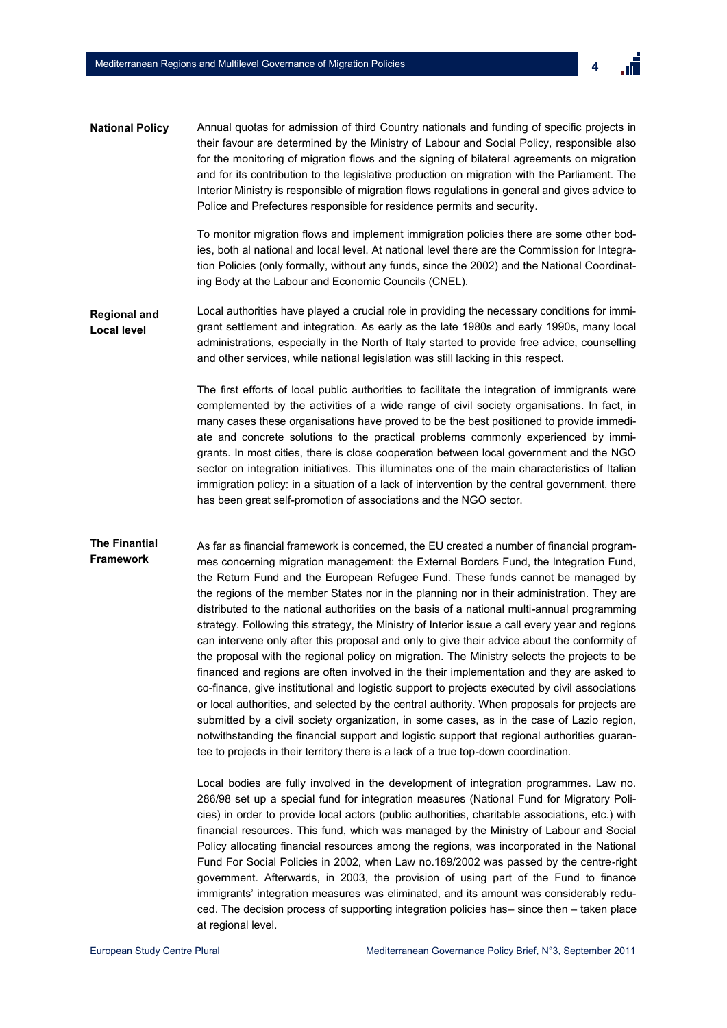**National Policy**

Annual quotas for admission of third Country nationals and funding of specific projects in their favour are determined by the Ministry of Labour and Social Policy, responsible also for the monitoring of migration flows and the signing of bilateral agreements on migration and for its contribution to the legislative production on migration with the Parliament. The Interior Ministry is responsible of migration flows regulations in general and gives advice to Police and Prefectures responsible for residence permits and security.

To monitor migration flows and implement immigration policies there are some other bodies, both al national and local level. At national level there are the Commission for Integration Policies (only formally, without any funds, since the 2002) and the National Coordinating Body at the Labour and Economic Councils (CNEL).

**Regional and Local level**

Local authorities have played a crucial role in providing the necessary conditions for immigrant settlement and integration. As early as the late 1980s and early 1990s, many local administrations, especially in the North of Italy started to provide free advice, counselling and other services, while national legislation was still lacking in this respect.

The first efforts of local public authorities to facilitate the integration of immigrants were complemented by the activities of a wide range of civil society organisations. In fact, in many cases these organisations have proved to be the best positioned to provide immediate and concrete solutions to the practical problems commonly experienced by immigrants. In most cities, there is close cooperation between local government and the NGO sector on integration initiatives. This illuminates one of the main characteristics of Italian immigration policy: in a situation of a lack of intervention by the central government, there has been great self-promotion of associations and the NGO sector.

**The Finantial Framework**

As far as financial framework is concerned, the EU created a number of financial programmes concerning migration management: the External Borders Fund, the Integration Fund, the Return Fund and the European Refugee Fund. These funds cannot be managed by the regions of the member States nor in the planning nor in their administration. They are distributed to the national authorities on the basis of a national multi-annual programming strategy. Following this strategy, the Ministry of Interior issue a call every year and regions can intervene only after this proposal and only to give their advice about the conformity of the proposal with the regional policy on migration. The Ministry selects the projects to be financed and regions are often involved in the their implementation and they are asked to co-finance, give institutional and logistic support to projects executed by civil associations or local authorities, and selected by the central authority. When proposals for projects are submitted by a civil society organization, in some cases, as in the case of Lazio region, notwithstanding the financial support and logistic support that regional authorities guarantee to projects in their territory there is a lack of a true top-down coordination.

Local bodies are fully involved in the development of integration programmes. Law no. 286/98 set up a special fund for integration measures (National Fund for Migratory Policies) in order to provide local actors (public authorities, charitable associations, etc.) with financial resources. This fund, which was managed by the Ministry of Labour and Social Policy allocating financial resources among the regions, was incorporated in the National Fund For Social Policies in 2002, when Law no.189/2002 was passed by the centre-right government. Afterwards, in 2003, the provision of using part of the Fund to finance immigrants' integration measures was eliminated, and its amount was considerably reduced. The decision process of supporting integration policies has– since then – taken place at regional level.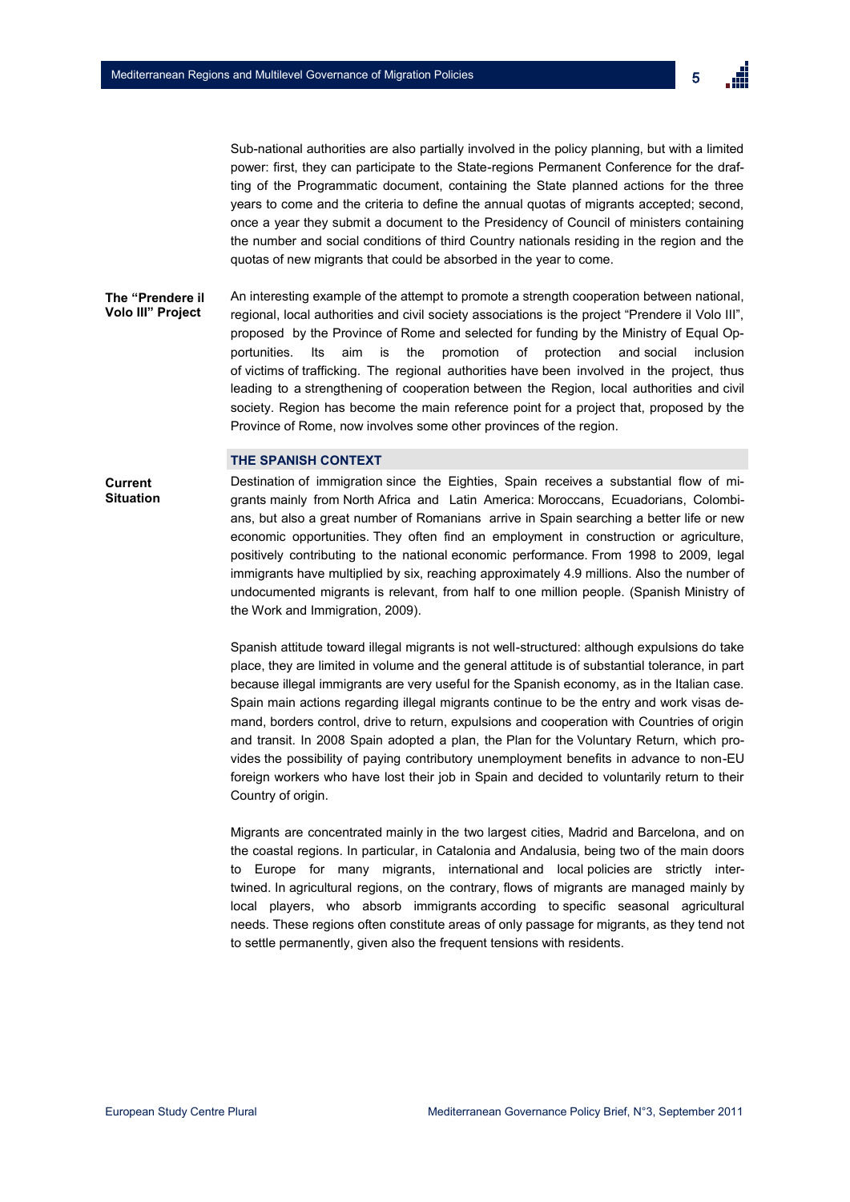Sub-national authorities are also partially involved in the policy planning, but with a limited power: first, they can participate to the State-regions Permanent Conference for the drafting of the Programmatic document, containing the State planned actions for the three years to come and the criteria to define the annual quotas of migrants accepted; second, once a year they submit a document to the Presidency of Council of ministers containing the number and social conditions of third Country nationals residing in the region and the quotas of new migrants that could be absorbed in the year to come.

**The "Prendere il Volo III" Project**

An interesting example of the attempt to promote a strength cooperation between national, regional, local authorities and civil society associations is the project "Prendere il Volo III", proposed by the Province of Rome and selected for funding by the Ministry of Equal Opportunities. Its aim is the promotion of protection and social inclusion of victims of trafficking. The regional authorities have been involved in the project, thus leading to a strengthening of cooperation between the Region, local authorities and civil society. Region has become the main reference point for a project that, proposed by the Province of Rome, now involves some other provinces of the region.

## THE SPANISH CONTEXT

**Current Situation**

Destination of immigration since the Eighties, Spain receives a substantial flow of migrants mainly from North Africa and Latin America: Moroccans, Ecuadorians, Colombians, but also a great number of Romanians arrive in Spain searching a better life or new economic opportunities. They often find an employment in construction or agriculture, positively contributing to the national economic performance. From 1998 to 2009, legal immigrants have multiplied by six, reaching approximately 4.9 millions. Also the number of undocumented migrants is relevant, from half to one million people. (Spanish Ministry of the Work and Immigration, 2009).

Spanish attitude toward illegal migrants is not well-structured: although expulsions do take place, they are limited in volume and the general attitude is of substantial tolerance, in part because illegal immigrants are very useful for the Spanish economy, as in the Italian case. Spain main actions regarding illegal migrants continue to be the entry and work visas demand, borders control, drive to return, expulsions and cooperation with Countries of origin and transit. In 2008 Spain adopted a plan, the Plan for the Voluntary Return, which provides the possibility of paying contributory unemployment benefits in advance to non-EU foreign workers who have lost their job in Spain and decided to voluntarily return to their Country of origin.

Migrants are concentrated mainly in the two largest cities, Madrid and Barcelona, and on the coastal regions. In particular, in Catalonia and Andalusia, being two of the main doors to Europe for many migrants, international and local policies are strictly intertwined. In agricultural regions, on the contrary, flows of migrants are managed mainly by local players, who absorb immigrants according to specific seasonal agricultural needs. These regions often constitute areas of only passage for migrants, as they tend not to settle permanently, given also the frequent tensions with residents.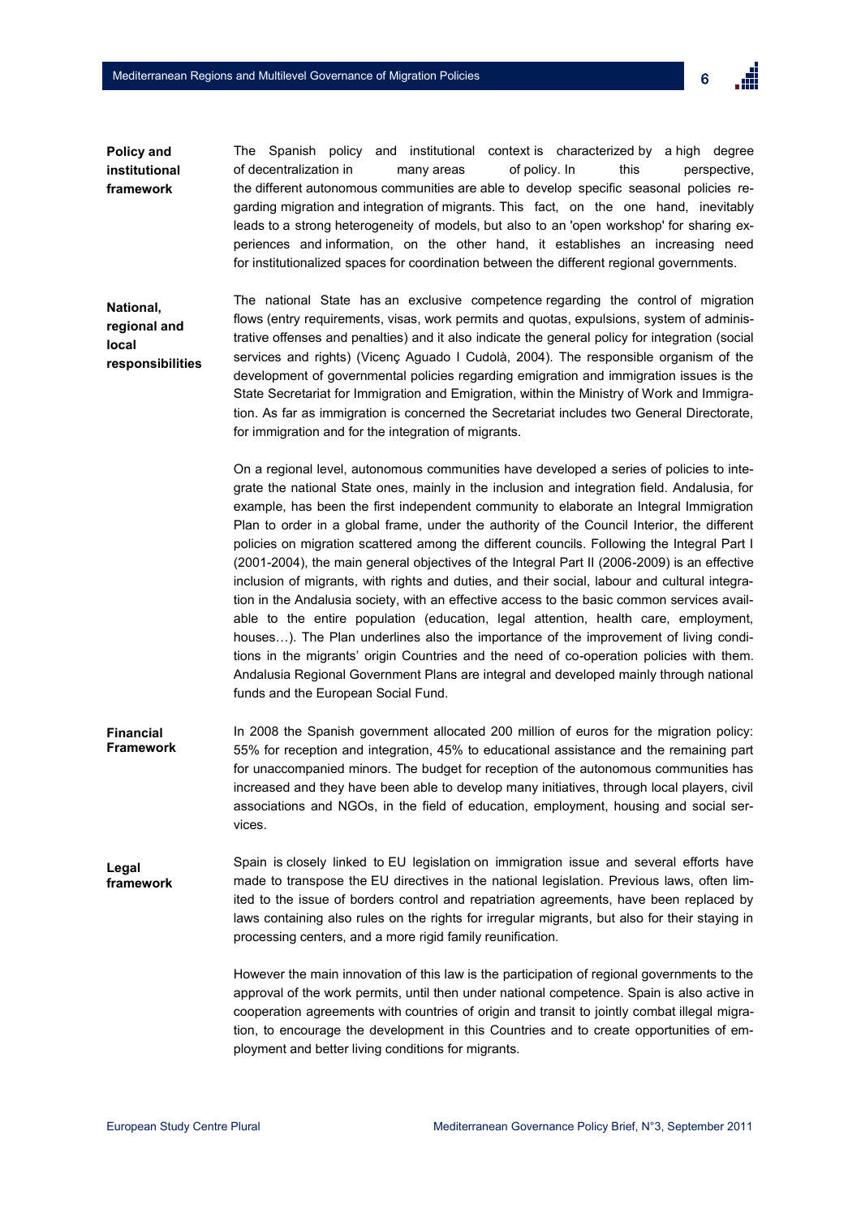**Policy and institutional framework**

The Spanish policy and institutional context is characterized by a high degree of decentralization in many areas of policy. In this perspective, the different autonomous communities are able to develop specific seasonal policies regarding migration and integration of migrants. This fact, on the one hand, inevitably leads to a strong heterogeneity of models, but also to an 'open workshop' for sharing experiences and information, on the other hand, it establishes an increasing need for institutionalized spaces for coordination between the different regional governments.

**National, regional and local responsibilities**

The national State has an exclusive competence regarding the control of migration flows (entry requirements, visas, work permits and quotas, expulsions, system of administrative offenses and penalties) and it also indicate the general policy for integration (social services and rights) (Vicenç Aguado I Cudolà, 2004). The responsible organism of the development of governmental policies regarding emigration and immigration issues is the State Secretariat for Immigration and Emigration, within the Ministry of Work and Immigration. As far as immigration is concerned the Secretariat includes two General Directorate, for immigration and for the integration of migrants.

On a regional level, autonomous communities have developed a series of policies to integrate the national State ones, mainly in the inclusion and integration field. Andalusia, for example, has been the first independent community to elaborate an Integral Immigration Plan to order in a global frame, under the authority of the Council Interior, the different policies on migration scattered among the different councils. Following the Integral Part I (2001-2004), the main general objectives of the Integral Part II (2006-2009) is an effective inclusion of migrants, with rights and duties, and their social, labour and cultural integration in the Andalusia society, with an effective access to the basic common services available to the entire population (education, legal attention, health care, employment, houses…). The Plan underlines also the importance of the improvement of living conditions in the migrants' origin Countries and the need of co-operation policies with them. Andalusia Regional Government Plans are integral and developed mainly through national funds and the European Social Fund.

**Financial Framework**

In 2008 the Spanish government allocated 200 million of euros for the migration policy: 55% for reception and integration, 45% to educational assistance and the remaining part for unaccompanied minors. The budget for reception of the autonomous communities has increased and they have been able to develop many initiatives, through local players, civil associations and NGOs, in the field of education, employment, housing and social services.

**Legal framework**

Spain is closely linked to EU legislation on immigration issue and several efforts have made to transpose the EU directives in the national legislation. Previous laws, often limited to the issue of borders control and repatriation agreements, have been replaced by laws containing also rules on the rights for irregular migrants, but also for their staying in processing centers, and a more rigid family reunification.

However the main innovation of this law is the participation of regional governments to the approval of the work permits, until then under national competence. Spain is also active in cooperation agreements with countries of origin and transit to jointly combat illegal migration, to encourage the development in this Countries and to create opportunities of employment and better living conditions for migrants.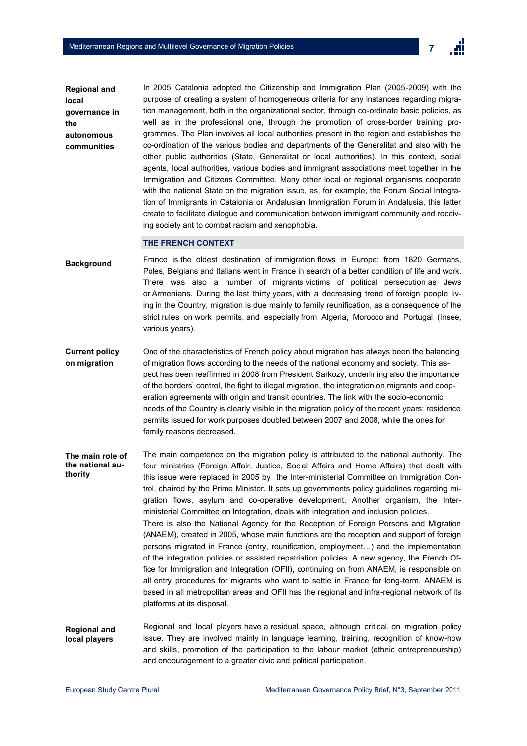**Regional and local governance in the autonomous communities**

In 2005 Catalonia adopted the Citizenship and Immigration Plan (2005-2009) with the purpose of creating a system of homogeneous criteria for any instances regarding migration management, both in the organizational sector, through co-ordinate basic policies, as well as in the professional one, through the promotion of cross-border training programmes. The Plan involves all local authorities present in the region and establishes the co-ordination of the various bodies and departments of the Generalitat and also with the other public authorities (State, Generalitat or local authorities). In this context, social agents, local authorities, various bodies and immigrant associations meet together in the Immigration and Citizens Committee. Many other local or regional organisms cooperate with the national State on the migration issue, as, for example, the Forum Social Integration of Immigrants in Catalonia or Andalusian Immigration Forum in Andalusia, this latter create to facilitate dialogue and communication between immigrant community and receiving society ant to combat racism and xenophobia.

## THE FRENCH CONTEXT

**Background**

France is the oldest destination of immigration flows in Europe: from 1820 Germans, Poles, Belgians and Italians went in France in search of a better condition of life and work. There was also a number of migrants victims of political persecution as Jews or Armenians. During the last thirty years, with a decreasing trend of foreign people living in the Country, migration is due mainly to family reunification, as a consequence of the strict rules on work permits, and especially from Algeria, Morocco and Portugal (Insee, various years).

**Current policy on migration**

One of the characteristics of French policy about migration has always been the balancing of migration flows according to the needs of the national economy and society. This aspect has been reaffirmed in 2008 from President Sarkozy, underlining also the importance of the borders' control, the fight to illegal migration, the integration on migrants and cooperation agreements with origin and transit countries. The link with the socio-economic needs of the Country is clearly visible in the migration policy of the recent years: residence permits issued for work purposes doubled between 2007 and 2008, while the ones for family reasons decreased.

**The main role of the national authority**

The main competence on the migration policy is attributed to the national authority. The four ministries (Foreign Affair, Justice, Social Affairs and Home Affairs) that dealt with this issue were replaced in 2005 by the Inter-ministerial Committee on Immigration Control, chaired by the Prime Minister. It sets up governments policy guidelines regarding migration flows, asylum and co-operative development. Another organism, the Inter-ministerial Committee on Integration, deals with integration and inclusion policies.

There is also the National Agency for the Reception of Foreign Persons and Migration (ANAEM), created in 2005, whose main functions are the reception and support of foreign persons migrated in France (entry, reunification, employment…) and the implementation of the integration policies or assisted repatriation policies. A new agency, the French Office for Immigration and Integration (OFII), continuing on from ANAEM, is responsible on all entry procedures for migrants who want to settle in France for long-term. ANAEM is based in all metropolitan areas and OFII has the regional and infra-regional network of its platforms at its disposal.

**Regional and local players**

Regional and local players have a residual space, although critical, on migration policy issue. They are involved mainly in language learning, training, recognition of know-how and skills, promotion of the participation to the labour market (ethnic entrepreneurship) and encouragement to a greater civic and political participation.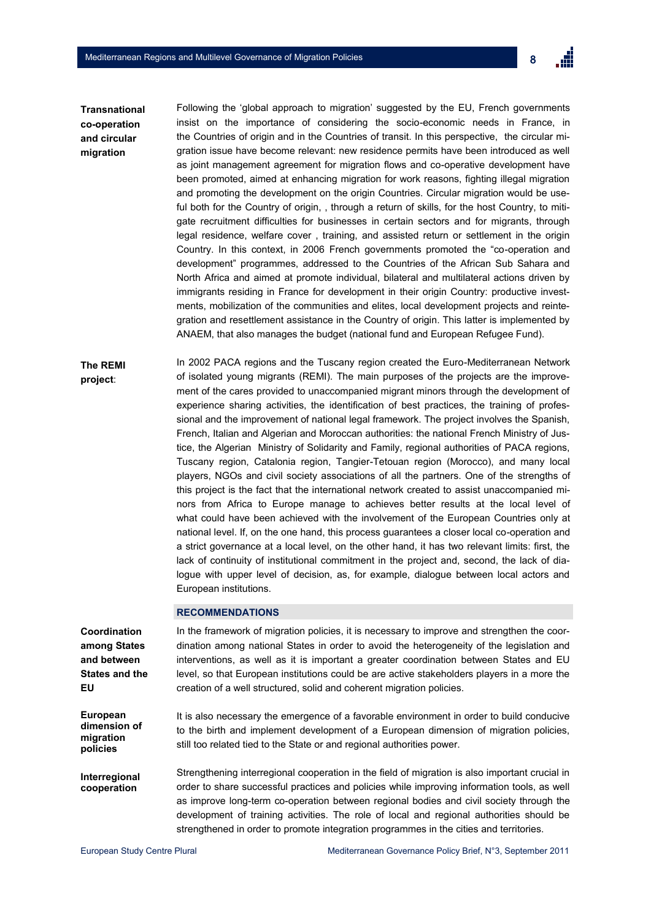**Transnational co-operation and circular migration**

Following the 'global approach to migration' suggested by the EU, French governments insist on the importance of considering the socio-economic needs in France, in the Countries of origin and in the Countries of transit. In this perspective, the circular migration issue have become relevant: new residence permits have been introduced as well as joint management agreement for migration flows and co-operative development have been promoted, aimed at enhancing migration for work reasons, fighting illegal migration and promoting the development on the origin Countries. Circular migration would be useful both for the Country of origin, , through a return of skills, for the host Country, to mitigate recruitment difficulties for businesses in certain sectors and for migrants, through legal residence, welfare cover , training, and assisted return or settlement in the origin Country. In this context, in 2006 French governments promoted the "co-operation and development" programmes, addressed to the Countries of the African Sub Sahara and North Africa and aimed at promote individual, bilateral and multilateral actions driven by immigrants residing in France for development in their origin Country: productive investments, mobilization of the communities and elites, local development projects and reintegration and resettlement assistance in the Country of origin. This latter is implemented by ANAEM, that also manages the budget (national fund and European Refugee Fund).

**The REMI project**:

In 2002 PACA regions and the Tuscany region created the Euro-Mediterranean Network of isolated young migrants (REMI). The main purposes of the projects are the improvement of the cares provided to unaccompanied migrant minors through the development of experience sharing activities, the identification of best practices, the training of professional and the improvement of national legal framework. The project involves the Spanish, French, Italian and Algerian and Moroccan authorities: the national French Ministry of Justice, the Algerian Ministry of Solidarity and Family, regional authorities of PACA regions, Tuscany region, Catalonia region, Tangier-Tetouan region (Morocco), and many local players, NGOs and civil society associations of all the partners. One of the strengths of this project is the fact that the international network created to assist unaccompanied minors from Africa to Europe manage to achieves better results at the local level of what could have been achieved with the involvement of the European Countries only at national level. If, on the one hand, this process guarantees a closer local co-operation and a strict governance at a local level, on the other hand, it has two relevant limits: first, the lack of continuity of institutional commitment in the project and, second, the lack of dialogue with upper level of decision, as, for example, dialogue between local actors and European institutions.

## RECOMMENDATIONS

**Coordination among States and between States and the EU**

In the framework of migration policies, it is necessary to improve and strengthen the coordination among national States in order to avoid the heterogeneity of the legislation and interventions, as well as it is important a greater coordination between States and EU level, so that European institutions could be are active stakeholders players in a more the creation of a well structured, solid and coherent migration policies.

**European dimension of migration policies**

It is also necessary the emergence of a favorable environment in order to build conducive to the birth and implement development of a European dimension of migration policies, still too related tied to the State or and regional authorities power.

**Interregional cooperation**

Strengthening interregional cooperation in the field of migration is also important crucial in order to share successful practices and policies while improving information tools, as well as improve long-term co-operation between regional bodies and civil society through the development of training activities. The role of local and regional authorities should be strengthened in order to promote integration programmes in the cities and territories.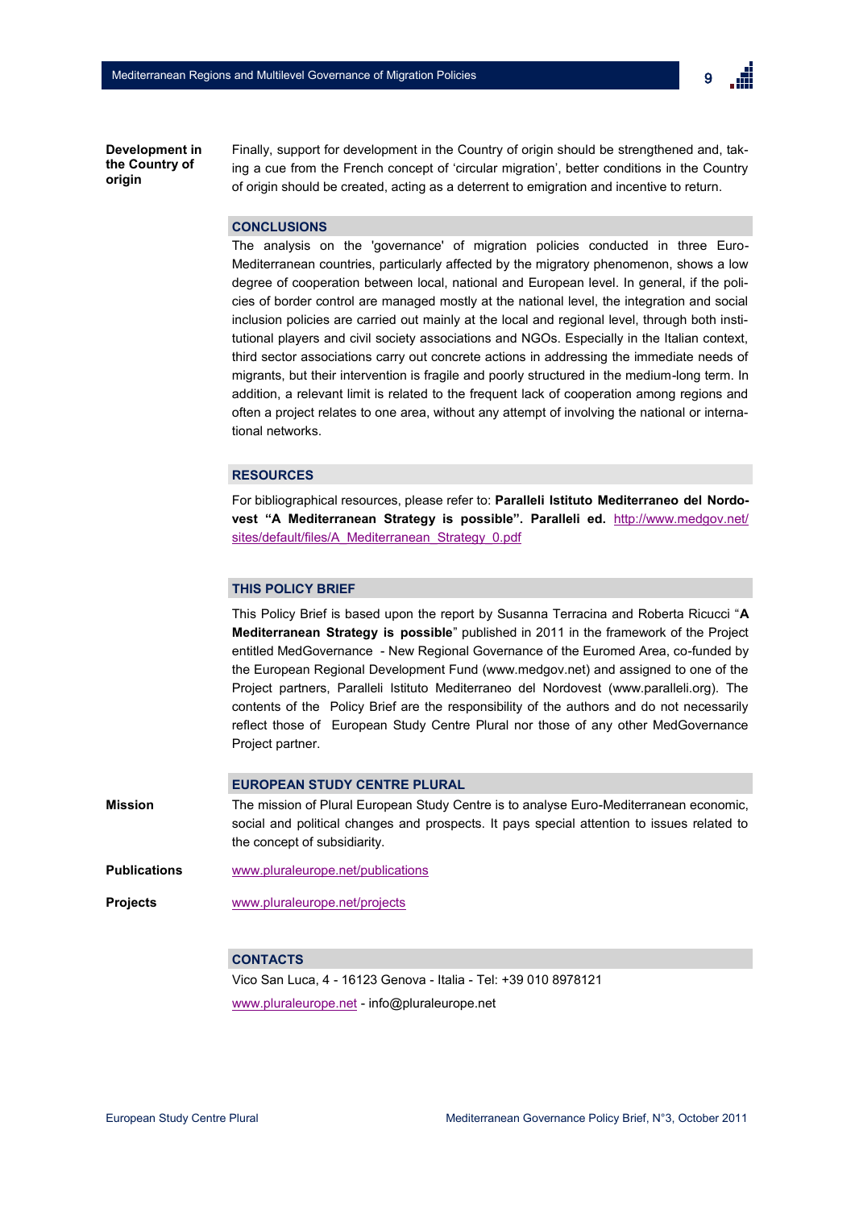**Development in the Country of origin**

Finally, support for development in the Country of origin should be strengthened and, taking a cue from the French concept of 'circular migration', better conditions in the Country of origin should be created, acting as a deterrent to emigration and incentive to return.

## CONCLUSIONS

The analysis on the 'governance' of migration policies conducted in three Euro-Mediterranean countries, particularly affected by the migratory phenomenon, shows a low degree of cooperation between local, national and European level. In general, if the policies of border control are managed mostly at the national level, the integration and social inclusion policies are carried out mainly at the local and regional level, through both institutional players and civil society associations and NGOs. Especially in the Italian context, third sector associations carry out concrete actions in addressing the immediate needs of migrants, but their intervention is fragile and poorly structured in the medium-long term. In addition, a relevant limit is related to the frequent lack of cooperation among regions and often a project relates to one area, without any attempt of involving the national or international networks.

## RESOURCES

For bibliographical resources, please refer to: **Paralleli Istituto Mediterraneo del Nordovest "A Mediterranean Strategy is possible". Paralleli ed.** http://www.medgov.net/sites/default/files/A_Mediterranean_Strategy_0.pdf

## THIS POLICY BRIEF

This Policy Brief is based upon the report by Susanna Terracina and Roberta Ricucci "**A Mediterranean Strategy is possible**" published in 2011 in the framework of the Project entitled MedGovernance - New Regional Governance of the Euromed Area, co-funded by the European Regional Development Fund (www.medgov.net) and assigned to one of the Project partners, Paralleli Istituto Mediterraneo del Nordovest (www.paralleli.org). The contents of the Policy Brief are the responsibility of the authors and do not necessarily reflect those of European Study Centre Plural nor those of any other MedGovernance Project partner.

## EUROPEAN STUDY CENTRE PLURAL

**Mission**

The mission of Plural European Study Centre is to analyse Euro-Mediterranean economic, social and political changes and prospects. It pays special attention to issues related to the concept of subsidiarity.

**Publications**

www.pluraleurope.net/publications

**Projects**

www.pluraleurope.net/projects

## CONTACTS

Vico San Luca, 4 - 16123 Genova - Italia - Tel: +39 010 8978121

www.pluraleurope.net - info@pluraleurope.net